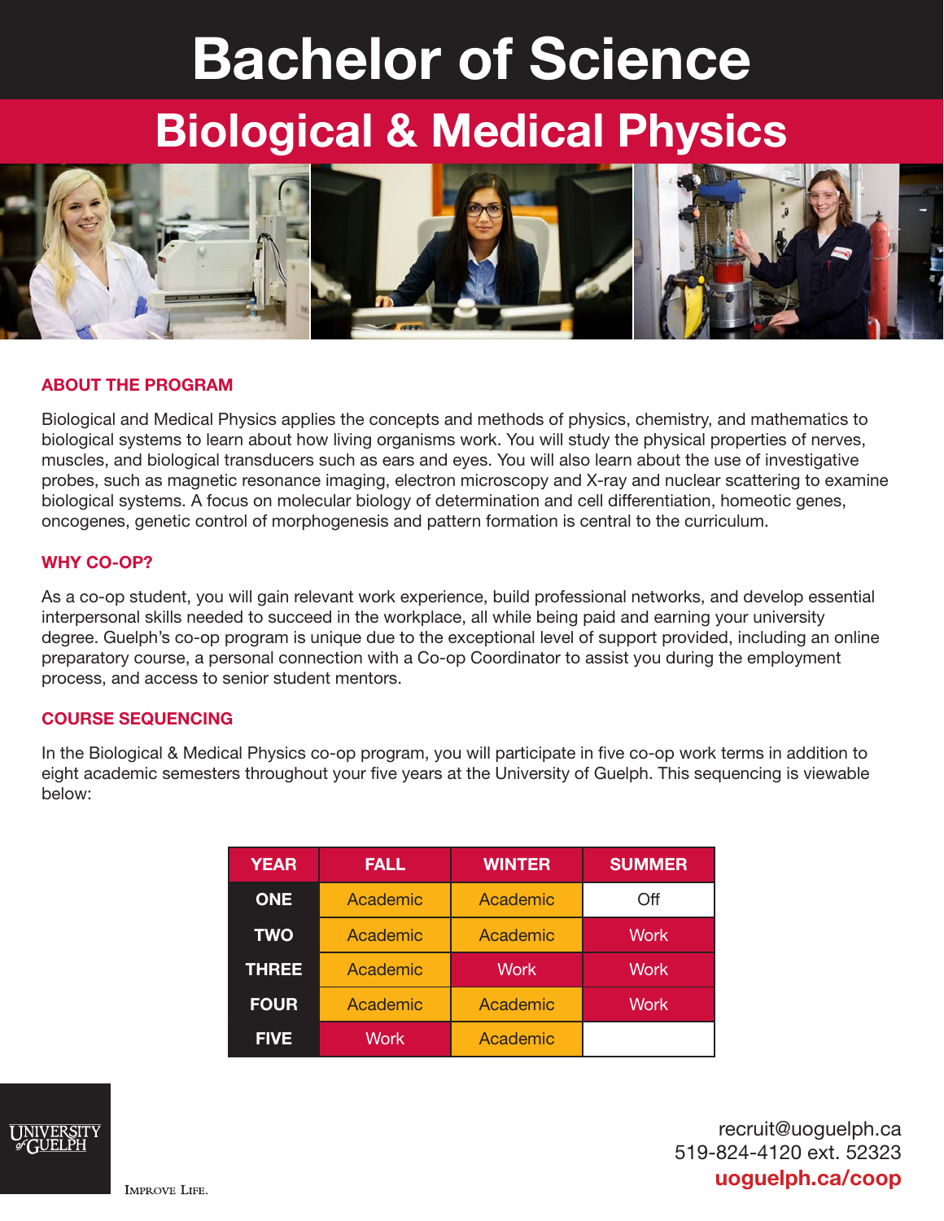# Bachelor of Science

## Biological & Medical Physics

### ABOUT THE PROGRAM

Biological and Medical Physics applies the concepts and methods of physics, chemistry, and mathematics to biological systems to learn about how living organisms work. You will study the physical properties of nerves, muscles, and biological transducers such as ears and eyes. You will also learn about the use of investigative probes, such as magnetic resonance imaging, electron microscopy and X-ray and nuclear scattering to examine biological systems. A focus on molecular biology of determination and cell differentiation, homeotic genes, oncogenes, genetic control of morphogenesis and pattern formation is central to the curriculum.

### WHY CO-OP?

As a co-op student, you will gain relevant work experience, build professional networks, and develop essential interpersonal skills needed to succeed in the workplace, all while being paid and earning your university degree. Guelph's co-op program is unique due to the exceptional level of support provided, including an online preparatory course, a personal connection with a Co-op Coordinator to assist you during the employment process, and access to senior student mentors.

### COURSE SEQUENCING

In the Biological & Medical Physics co-op program, you will participate in five co-op work terms in addition to eight academic semesters throughout your five years at the University of Guelph. This sequencing is viewable below:

| YEAR | FALL | WINTER | SUMMER |
|---|---|---|---|
| ONE | Academic | Academic | Off |
| TWO | Academic | Academic | Work |
| THREE | Academic | Work | Work |
| FOUR | Academic | Academic | Work |
| FIVE | Work | Academic | |

UNIVERSITY of GUELPH

IMPROVE LIFE.

recruit@uoguelph.ca
519-824-4120 ext. 52323
**uoguelph.ca/coop**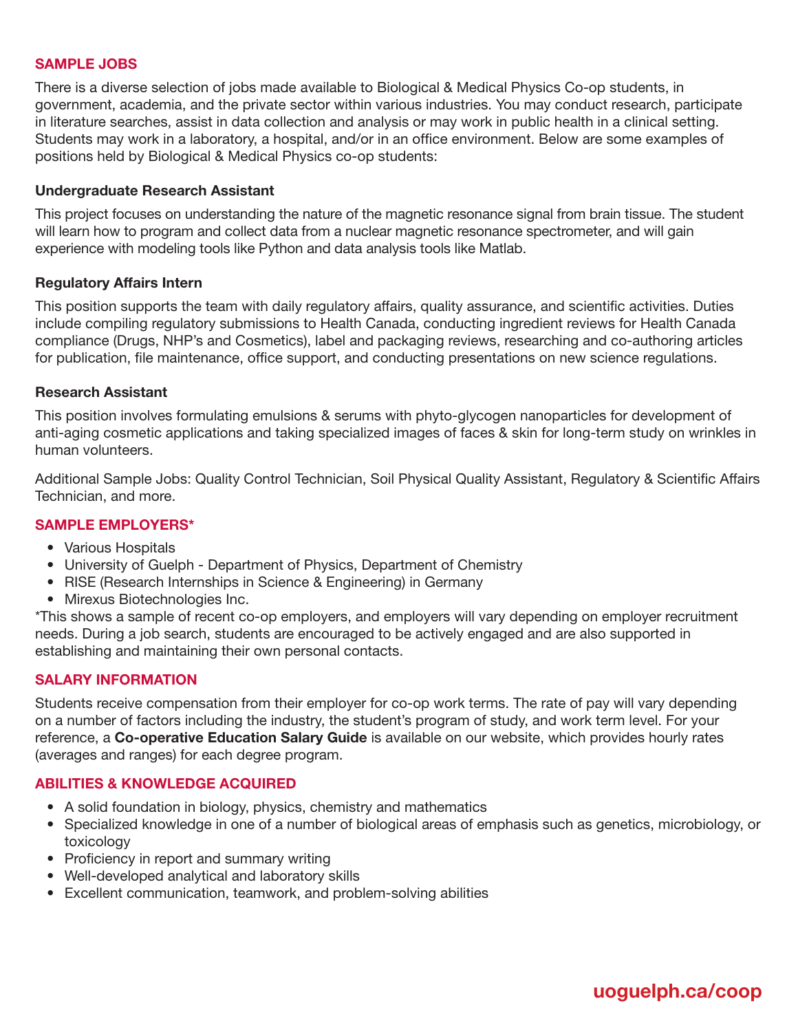## SAMPLE JOBS

There is a diverse selection of jobs made available to Biological & Medical Physics Co-op students, in government, academia, and the private sector within various industries. You may conduct research, participate in literature searches, assist in data collection and analysis or may work in public health in a clinical setting. Students may work in a laboratory, a hospital, and/or in an office environment. Below are some examples of positions held by Biological & Medical Physics co-op students:

### Undergraduate Research Assistant

This project focuses on understanding the nature of the magnetic resonance signal from brain tissue. The student will learn how to program and collect data from a nuclear magnetic resonance spectrometer, and will gain experience with modeling tools like Python and data analysis tools like Matlab.

### Regulatory Affairs Intern

This position supports the team with daily regulatory affairs, quality assurance, and scientific activities. Duties include compiling regulatory submissions to Health Canada, conducting ingredient reviews for Health Canada compliance (Drugs, NHP's and Cosmetics), label and packaging reviews, researching and co-authoring articles for publication, file maintenance, office support, and conducting presentations on new science regulations.

### Research Assistant

This position involves formulating emulsions & serums with phyto-glycogen nanoparticles for development of anti-aging cosmetic applications and taking specialized images of faces & skin for long-term study on wrinkles in human volunteers.

Additional Sample Jobs: Quality Control Technician, Soil Physical Quality Assistant, Regulatory & Scientific Affairs Technician, and more.

## SAMPLE EMPLOYERS*

- Various Hospitals
- University of Guelph - Department of Physics, Department of Chemistry
- RISE (Research Internships in Science & Engineering) in Germany
- Mirexus Biotechnologies Inc.

*This shows a sample of recent co-op employers, and employers will vary depending on employer recruitment needs. During a job search, students are encouraged to be actively engaged and are also supported in establishing and maintaining their own personal contacts.

## SALARY INFORMATION

Students receive compensation from their employer for co-op work terms. The rate of pay will vary depending on a number of factors including the industry, the student's program of study, and work term level. For your reference, a **Co-operative Education Salary Guide** is available on our website, which provides hourly rates (averages and ranges) for each degree program.

## ABILITIES & KNOWLEDGE ACQUIRED

- A solid foundation in biology, physics, chemistry and mathematics
- Specialized knowledge in one of a number of biological areas of emphasis such as genetics, microbiology, or toxicology
- Proficiency in report and summary writing
- Well-developed analytical and laboratory skills
- Excellent communication, teamwork, and problem-solving abilities

**uoguelph.ca/coop**